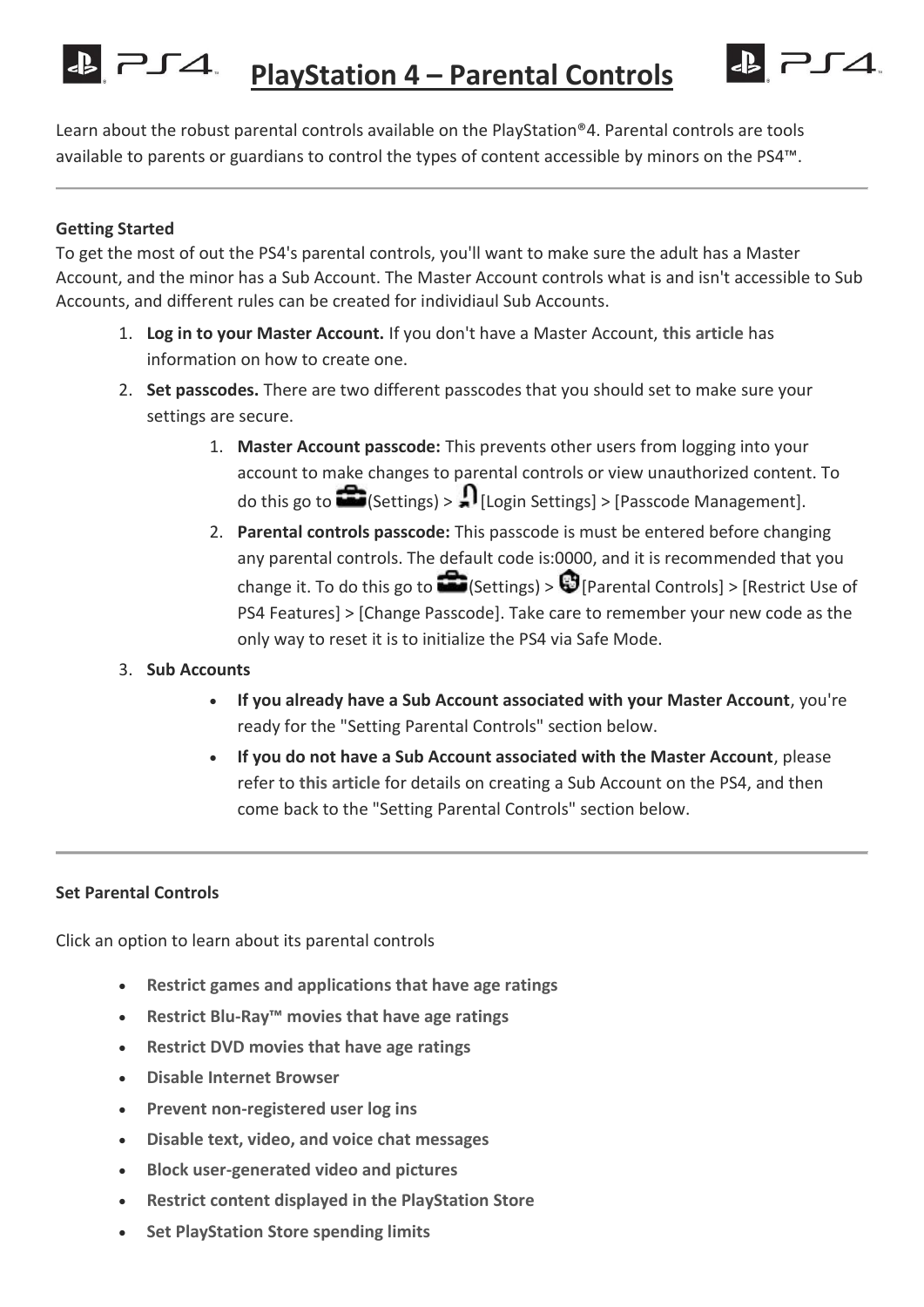# PlayStation 4 – Parental Controls

Learn about the robust parental controls available on the PlayStation®4. Parental controls are tools available to parents or guardians to control the types of content accessible by minors on the PS4™.

---

**Getting Started**

To get the most of out the PS4's parental controls, you'll want to make sure the adult has a Master Account, and the minor has a Sub Account. The Master Account controls what is and isn't accessible to Sub Accounts, and different rules can be created for individiaul Sub Accounts.

1. **Log in to your Master Account.** If you don't have a Master Account, **this article** has information on how to create one.
2. **Set passcodes.** There are two different passcodes that you should set to make sure your settings are secure.
   1. **Master Account passcode:** This prevents other users from logging into your account to make changes to parental controls or view unauthorized content. To do this go to (Settings) > [Login Settings] > [Passcode Management].
   2. **Parental controls passcode:** This passcode is must be entered before changing any parental controls. The default code is:0000, and it is recommended that you change it. To do this go to (Settings) > [Parental Controls] > [Restrict Use of PS4 Features] > [Change Passcode]. Take care to remember your new code as the only way to reset it is to initialize the PS4 via Safe Mode.
3. **Sub Accounts**
   - **If you already have a Sub Account associated with your Master Account**, you're ready for the "Setting Parental Controls" section below.
   - **If you do not have a Sub Account associated with the Master Account**, please refer to **this article** for details on creating a Sub Account on the PS4, and then come back to the "Setting Parental Controls" section below.

---

**Set Parental Controls**

Click an option to learn about its parental controls

- **Restrict games and applications that have age ratings**
- **Restrict Blu-Ray™ movies that have age ratings**
- **Restrict DVD movies that have age ratings**
- **Disable Internet Browser**
- **Prevent non-registered user log ins**
- **Disable text, video, and voice chat messages**
- **Block user-generated video and pictures**
- **Restrict content displayed in the PlayStation Store**
- **Set PlayStation Store spending limits**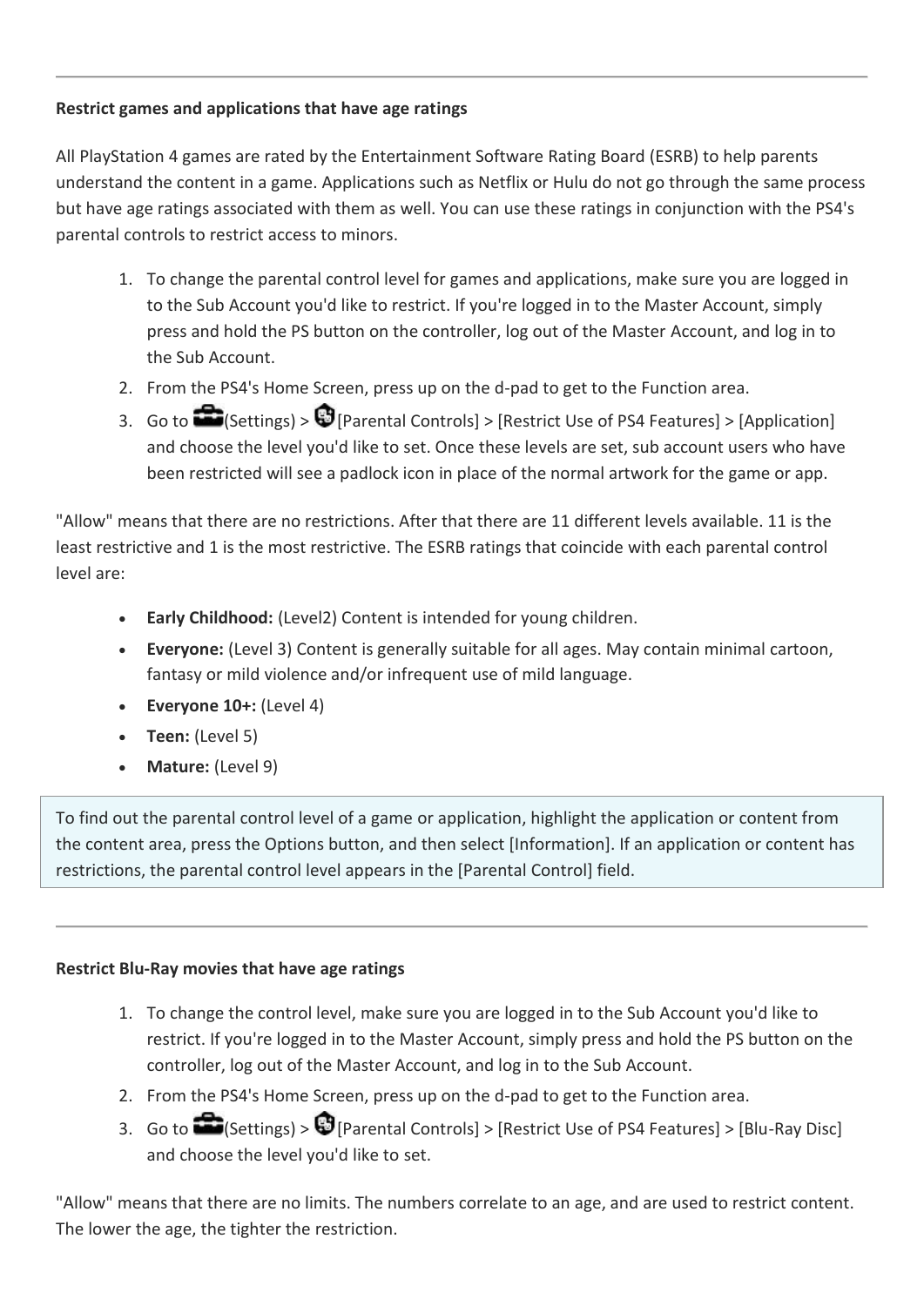---

**Restrict games and applications that have age ratings**

All PlayStation 4 games are rated by the Entertainment Software Rating Board (ESRB) to help parents understand the content in a game. Applications such as Netflix or Hulu do not go through the same process but have age ratings associated with them as well. You can use these ratings in conjunction with the PS4's parental controls to restrict access to minors.

1. To change the parental control level for games and applications, make sure you are logged in to the Sub Account you'd like to restrict. If you're logged in to the Master Account, simply press and hold the PS button on the controller, log out of the Master Account, and log in to the Sub Account.
2. From the PS4's Home Screen, press up on the d-pad to get to the Function area.
3. Go to (Settings) > [Parental Controls] > [Restrict Use of PS4 Features] > [Application] and choose the level you'd like to set. Once these levels are set, sub account users who have been restricted will see a padlock icon in place of the normal artwork for the game or app.

"Allow" means that there are no restrictions. After that there are 11 different levels available. 11 is the least restrictive and 1 is the most restrictive. The ESRB ratings that coincide with each parental control level are:

- **Early Childhood:** (Level2) Content is intended for young children.
- **Everyone:** (Level 3) Content is generally suitable for all ages. May contain minimal cartoon, fantasy or mild violence and/or infrequent use of mild language.
- **Everyone 10+:** (Level 4)
- **Teen:** (Level 5)
- **Mature:** (Level 9)

To find out the parental control level of a game or application, highlight the application or content from the content area, press the Options button, and then select [Information]. If an application or content has restrictions, the parental control level appears in the [Parental Control] field.

---

**Restrict Blu-Ray movies that have age ratings**

1. To change the control level, make sure you are logged in to the Sub Account you'd like to restrict. If you're logged in to the Master Account, simply press and hold the PS button on the controller, log out of the Master Account, and log in to the Sub Account.
2. From the PS4's Home Screen, press up on the d-pad to get to the Function area.
3. Go to (Settings) > [Parental Controls] > [Restrict Use of PS4 Features] > [Blu-Ray Disc] and choose the level you'd like to set.

"Allow" means that there are no limits. The numbers correlate to an age, and are used to restrict content. The lower the age, the tighter the restriction.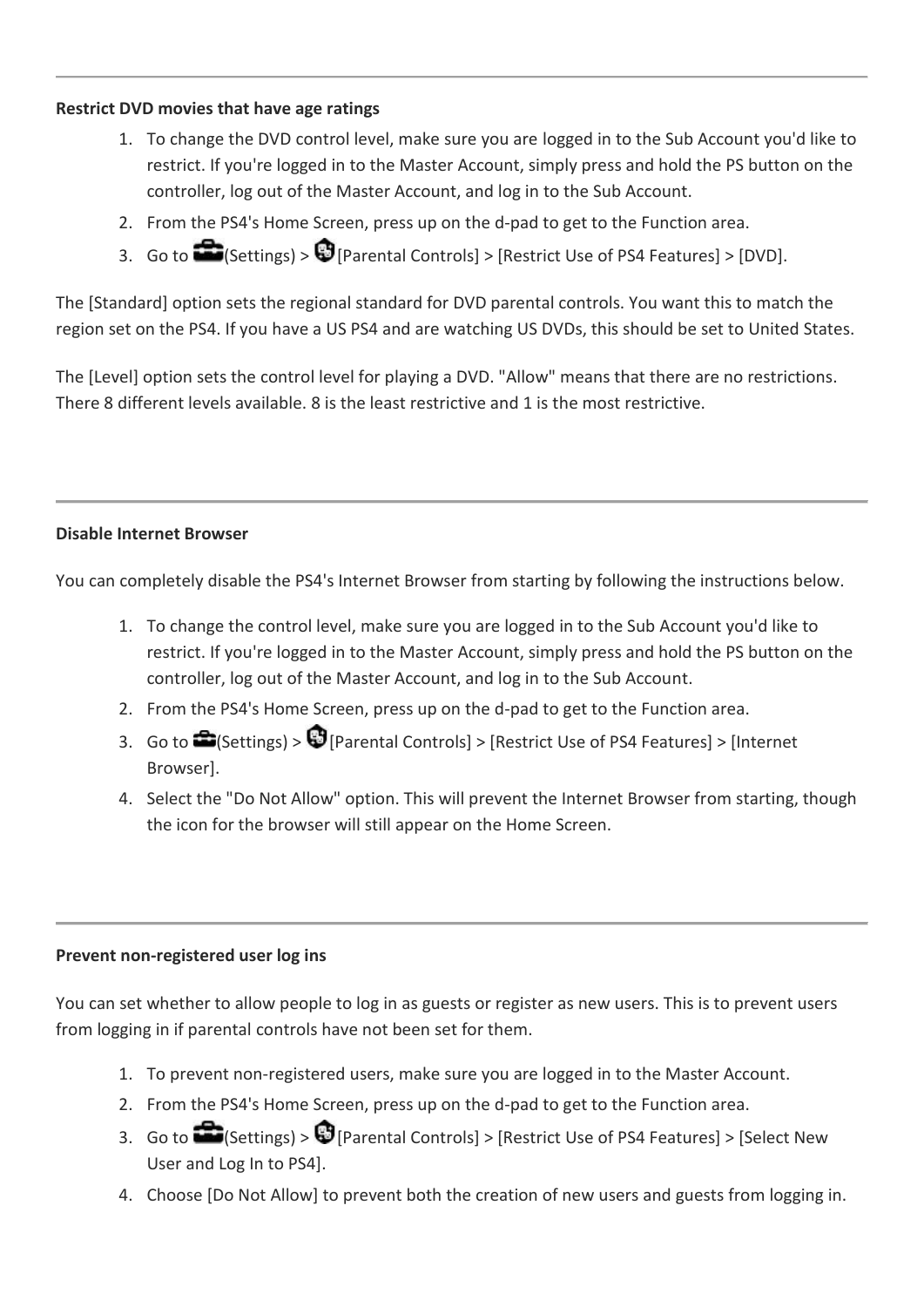---

**Restrict DVD movies that have age ratings**

1. To change the DVD control level, make sure you are logged in to the Sub Account you'd like to restrict. If you're logged in to the Master Account, simply press and hold the PS button on the controller, log out of the Master Account, and log in to the Sub Account.
2. From the PS4's Home Screen, press up on the d-pad to get to the Function area.
3. Go to (Settings) > [Parental Controls] > [Restrict Use of PS4 Features] > [DVD].

The [Standard] option sets the regional standard for DVD parental controls. You want this to match the region set on the PS4. If you have a US PS4 and are watching US DVDs, this should be set to United States.

The [Level] option sets the control level for playing a DVD. "Allow" means that there are no restrictions. There 8 different levels available. 8 is the least restrictive and 1 is the most restrictive.

---

**Disable Internet Browser**

You can completely disable the PS4's Internet Browser from starting by following the instructions below.

1. To change the control level, make sure you are logged in to the Sub Account you'd like to restrict. If you're logged in to the Master Account, simply press and hold the PS button on the controller, log out of the Master Account, and log in to the Sub Account.
2. From the PS4's Home Screen, press up on the d-pad to get to the Function area.
3. Go to (Settings) > [Parental Controls] > [Restrict Use of PS4 Features] > [Internet Browser].
4. Select the "Do Not Allow" option. This will prevent the Internet Browser from starting, though the icon for the browser will still appear on the Home Screen.

---

**Prevent non-registered user log ins**

You can set whether to allow people to log in as guests or register as new users. This is to prevent users from logging in if parental controls have not been set for them.

1. To prevent non-registered users, make sure you are logged in to the Master Account.
2. From the PS4's Home Screen, press up on the d-pad to get to the Function area.
3. Go to (Settings) > [Parental Controls] > [Restrict Use of PS4 Features] > [Select New User and Log In to PS4].
4. Choose [Do Not Allow] to prevent both the creation of new users and guests from logging in.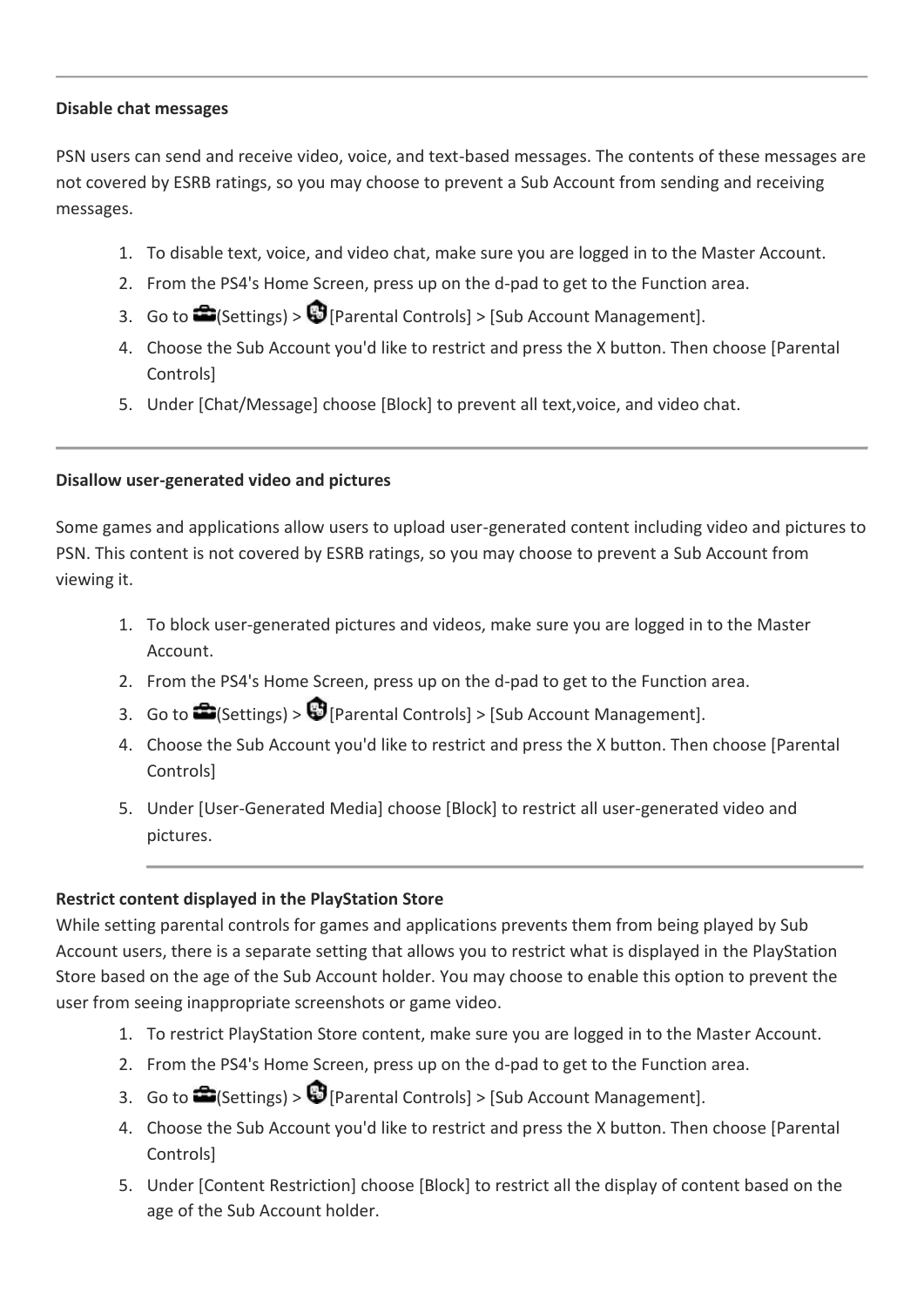---

**Disable chat messages**

PSN users can send and receive video, voice, and text-based messages. The contents of these messages are not covered by ESRB ratings, so you may choose to prevent a Sub Account from sending and receiving messages.

1. To disable text, voice, and video chat, make sure you are logged in to the Master Account.
2. From the PS4's Home Screen, press up on the d-pad to get to the Function area.
3. Go to (Settings) > [Parental Controls] > [Sub Account Management].
4. Choose the Sub Account you'd like to restrict and press the X button. Then choose [Parental Controls]
5. Under [Chat/Message] choose [Block] to prevent all text,voice, and video chat.

---

**Disallow user-generated video and pictures**

Some games and applications allow users to upload user-generated content including video and pictures to PSN. This content is not covered by ESRB ratings, so you may choose to prevent a Sub Account from viewing it.

1. To block user-generated pictures and videos, make sure you are logged in to the Master Account.
2. From the PS4's Home Screen, press up on the d-pad to get to the Function area.
3. Go to (Settings) > [Parental Controls] > [Sub Account Management].
4. Choose the Sub Account you'd like to restrict and press the X button. Then choose [Parental Controls]
5. Under [User-Generated Media] choose [Block] to restrict all user-generated video and pictures.

---

**Restrict content displayed in the PlayStation Store**

While setting parental controls for games and applications prevents them from being played by Sub Account users, there is a separate setting that allows you to restrict what is displayed in the PlayStation Store based on the age of the Sub Account holder. You may choose to enable this option to prevent the user from seeing inappropriate screenshots or game video.

1. To restrict PlayStation Store content, make sure you are logged in to the Master Account.
2. From the PS4's Home Screen, press up on the d-pad to get to the Function area.
3. Go to (Settings) > [Parental Controls] > [Sub Account Management].
4. Choose the Sub Account you'd like to restrict and press the X button. Then choose [Parental Controls]
5. Under [Content Restriction] choose [Block] to restrict all the display of content based on the age of the Sub Account holder.